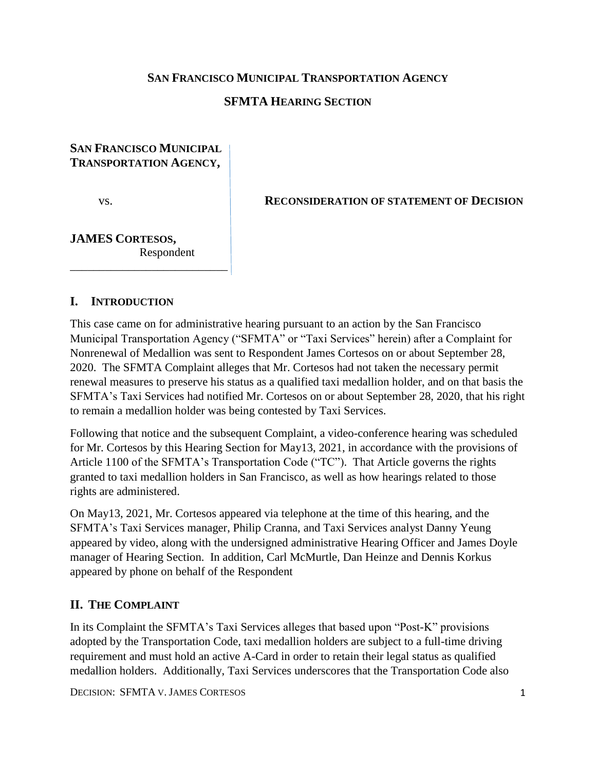**SAN FRANCISCO MUNICIPAL TRANSPORTATION AGENCY**

**SFMTA HEARING SECTION**

**SAN FRANCISCO MUNICIPAL TRANSPORTATION AGENCY,**

vs.

**JAMES CORTESOS,**
Respondent

**RECONSIDERATION OF STATEMENT OF DECISION**

## I. INTRODUCTION

This case came on for administrative hearing pursuant to an action by the San Francisco Municipal Transportation Agency ("SFMTA" or "Taxi Services" herein) after a Complaint for Nonrenewal of Medallion was sent to Respondent James Cortesos on or about September 28, 2020. The SFMTA Complaint alleges that Mr. Cortesos had not taken the necessary permit renewal measures to preserve his status as a qualified taxi medallion holder, and on that basis the SFMTA's Taxi Services had notified Mr. Cortesos on or about September 28, 2020, that his right to remain a medallion holder was being contested by Taxi Services.

Following that notice and the subsequent Complaint, a video-conference hearing was scheduled for Mr. Cortesos by this Hearing Section for May13, 2021, in accordance with the provisions of Article 1100 of the SFMTA's Transportation Code ("TC"). That Article governs the rights granted to taxi medallion holders in San Francisco, as well as how hearings related to those rights are administered.

On May13, 2021, Mr. Cortesos appeared via telephone at the time of this hearing, and the SFMTA's Taxi Services manager, Philip Cranna, and Taxi Services analyst Danny Yeung appeared by video, along with the undersigned administrative Hearing Officer and James Doyle manager of Hearing Section. In addition, Carl McMurtle, Dan Heinze and Dennis Korkus appeared by phone on behalf of the Respondent

## II. THE COMPLAINT

In its Complaint the SFMTA's Taxi Services alleges that based upon "Post-K" provisions adopted by the Transportation Code, taxi medallion holders are subject to a full-time driving requirement and must hold an active A-Card in order to retain their legal status as qualified medallion holders. Additionally, Taxi Services underscores that the Transportation Code also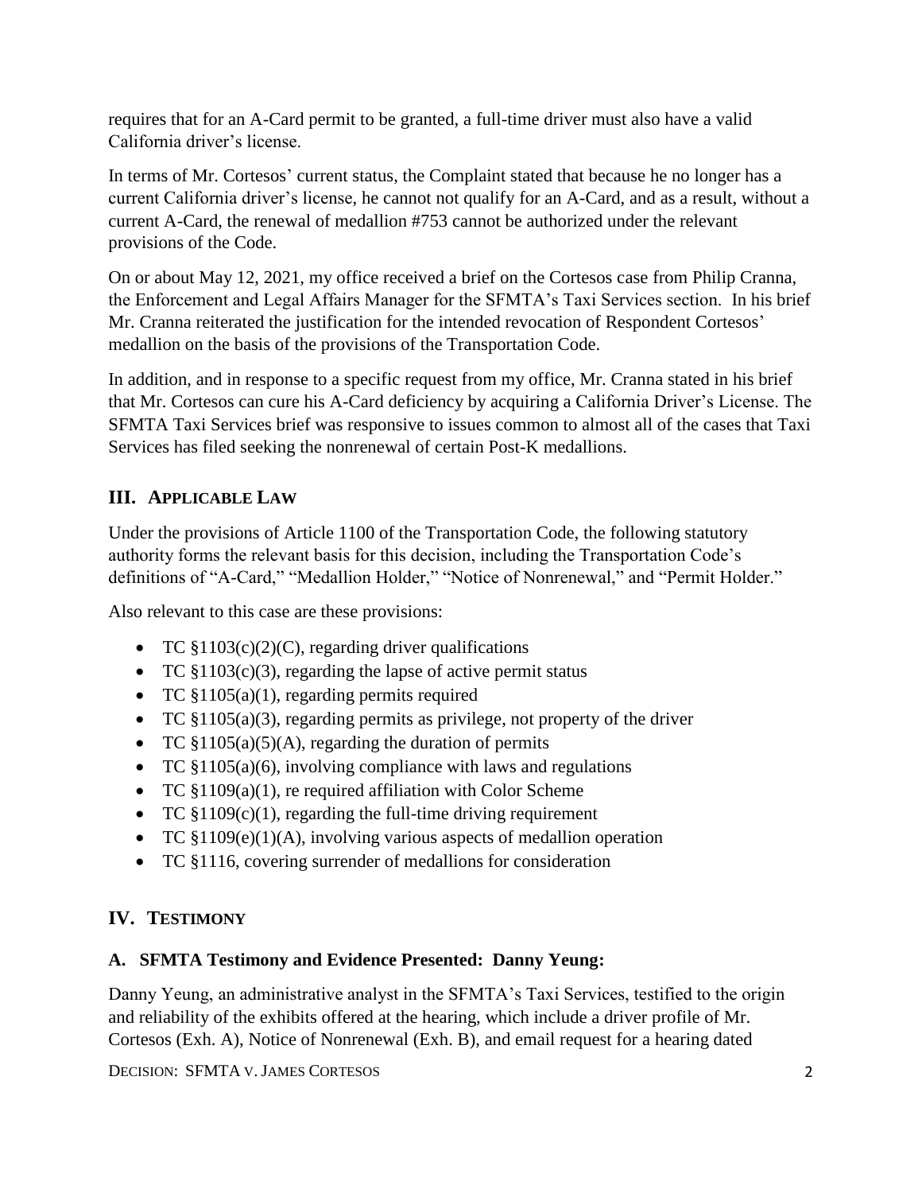requires that for an A-Card permit to be granted, a full-time driver must also have a valid California driver's license.

In terms of Mr. Cortesos' current status, the Complaint stated that because he no longer has a current California driver's license, he cannot not qualify for an A-Card, and as a result, without a current A-Card, the renewal of medallion #753 cannot be authorized under the relevant provisions of the Code.

On or about May 12, 2021, my office received a brief on the Cortesos case from Philip Cranna, the Enforcement and Legal Affairs Manager for the SFMTA's Taxi Services section. In his brief Mr. Cranna reiterated the justification for the intended revocation of Respondent Cortesos' medallion on the basis of the provisions of the Transportation Code.

In addition, and in response to a specific request from my office, Mr. Cranna stated in his brief that Mr. Cortesos can cure his A-Card deficiency by acquiring a California Driver's License. The SFMTA Taxi Services brief was responsive to issues common to almost all of the cases that Taxi Services has filed seeking the nonrenewal of certain Post-K medallions.

## III. APPLICABLE LAW

Under the provisions of Article 1100 of the Transportation Code, the following statutory authority forms the relevant basis for this decision, including the Transportation Code's definitions of "A-Card," "Medallion Holder," "Notice of Nonrenewal," and "Permit Holder."

Also relevant to this case are these provisions:

- TC §1103(c)(2)(C), regarding driver qualifications
- TC §1103(c)(3), regarding the lapse of active permit status
- TC §1105(a)(1), regarding permits required
- TC §1105(a)(3), regarding permits as privilege, not property of the driver
- TC §1105(a)(5)(A), regarding the duration of permits
- TC §1105(a)(6), involving compliance with laws and regulations
- TC §1109(a)(1), re required affiliation with Color Scheme
- TC §1109(c)(1), regarding the full-time driving requirement
- TC §1109(e)(1)(A), involving various aspects of medallion operation
- TC §1116, covering surrender of medallions for consideration

## IV. TESTIMONY

### A. SFMTA Testimony and Evidence Presented: Danny Yeung:

Danny Yeung, an administrative analyst in the SFMTA's Taxi Services, testified to the origin and reliability of the exhibits offered at the hearing, which include a driver profile of Mr. Cortesos (Exh. A), Notice of Nonrenewal (Exh. B), and email request for a hearing dated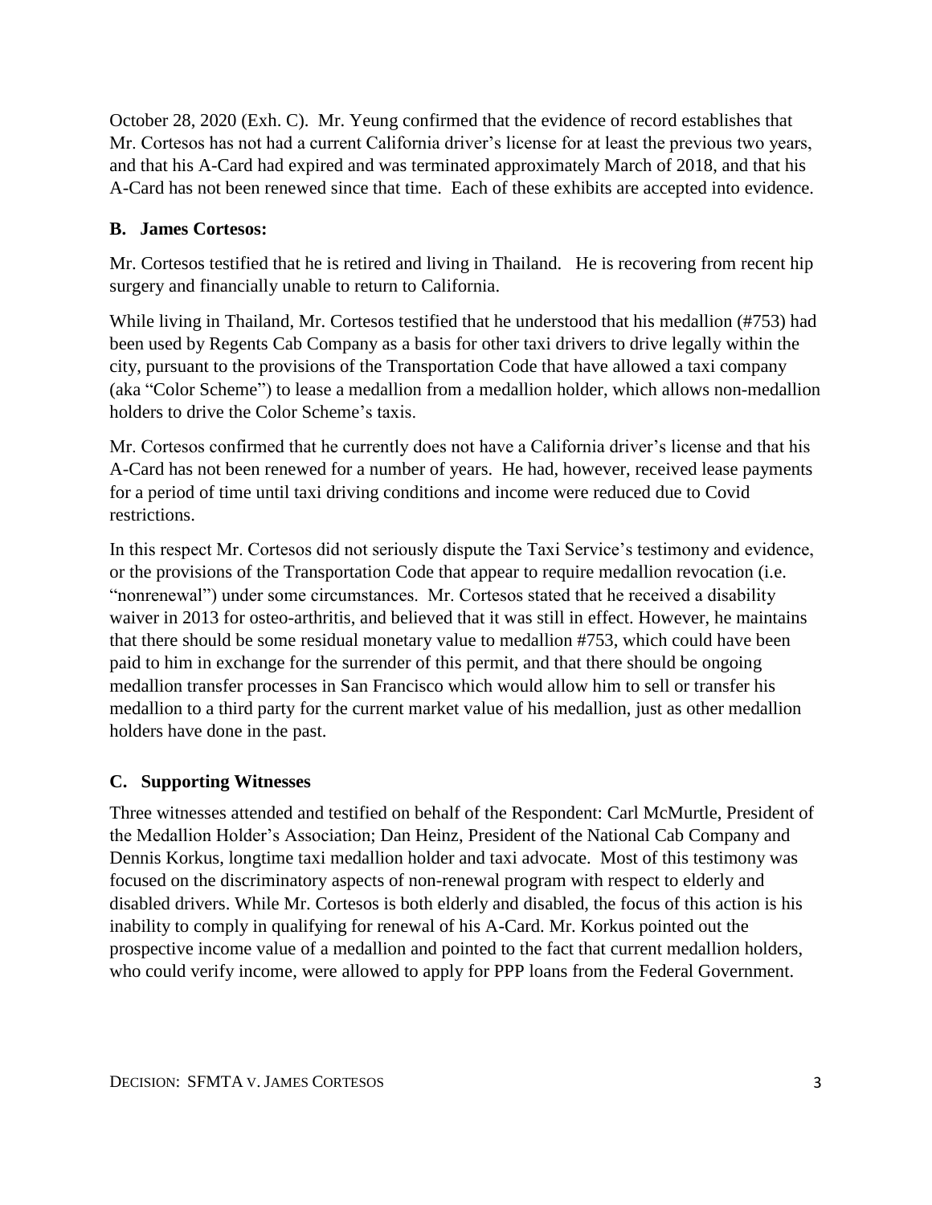October 28, 2020 (Exh. C). Mr. Yeung confirmed that the evidence of record establishes that Mr. Cortesos has not had a current California driver's license for at least the previous two years, and that his A-Card had expired and was terminated approximately March of 2018, and that his A-Card has not been renewed since that time. Each of these exhibits are accepted into evidence.

**B. James Cortesos:**

Mr. Cortesos testified that he is retired and living in Thailand. He is recovering from recent hip surgery and financially unable to return to California.

While living in Thailand, Mr. Cortesos testified that he understood that his medallion (#753) had been used by Regents Cab Company as a basis for other taxi drivers to drive legally within the city, pursuant to the provisions of the Transportation Code that have allowed a taxi company (aka "Color Scheme") to lease a medallion from a medallion holder, which allows non-medallion holders to drive the Color Scheme's taxis.

Mr. Cortesos confirmed that he currently does not have a California driver's license and that his A-Card has not been renewed for a number of years. He had, however, received lease payments for a period of time until taxi driving conditions and income were reduced due to Covid restrictions.

In this respect Mr. Cortesos did not seriously dispute the Taxi Service's testimony and evidence, or the provisions of the Transportation Code that appear to require medallion revocation (i.e. "nonrenewal") under some circumstances. Mr. Cortesos stated that he received a disability waiver in 2013 for osteo-arthritis, and believed that it was still in effect. However, he maintains that there should be some residual monetary value to medallion #753, which could have been paid to him in exchange for the surrender of this permit, and that there should be ongoing medallion transfer processes in San Francisco which would allow him to sell or transfer his medallion to a third party for the current market value of his medallion, just as other medallion holders have done in the past.

**C. Supporting Witnesses**

Three witnesses attended and testified on behalf of the Respondent: Carl McMurtle, President of the Medallion Holder's Association; Dan Heinz, President of the National Cab Company and Dennis Korkus, longtime taxi medallion holder and taxi advocate. Most of this testimony was focused on the discriminatory aspects of non-renewal program with respect to elderly and disabled drivers. While Mr. Cortesos is both elderly and disabled, the focus of this action is his inability to comply in qualifying for renewal of his A-Card. Mr. Korkus pointed out the prospective income value of a medallion and pointed to the fact that current medallion holders, who could verify income, were allowed to apply for PPP loans from the Federal Government.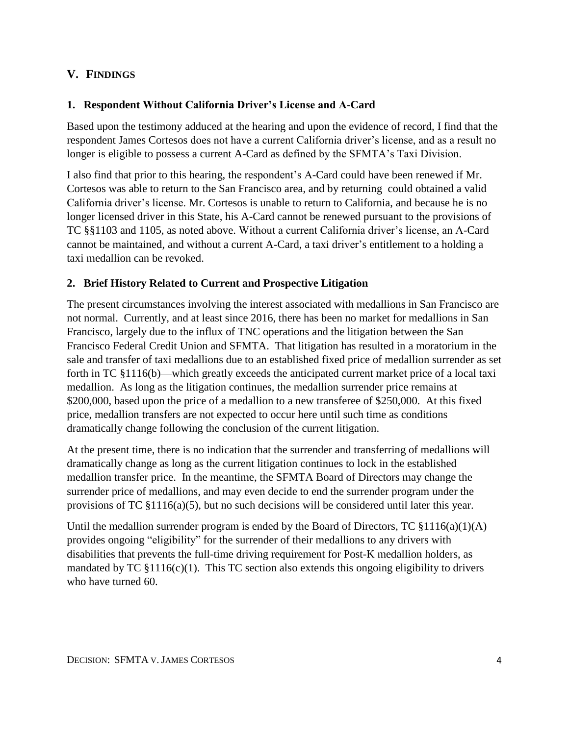## V. Findings

### 1. Respondent Without California Driver's License and A-Card

Based upon the testimony adduced at the hearing and upon the evidence of record, I find that the respondent James Cortesos does not have a current California driver's license, and as a result no longer is eligible to possess a current A-Card as defined by the SFMTA's Taxi Division.

I also find that prior to this hearing, the respondent's A-Card could have been renewed if Mr. Cortesos was able to return to the San Francisco area, and by returning could obtained a valid California driver's license. Mr. Cortesos is unable to return to California, and because he is no longer licensed driver in this State, his A-Card cannot be renewed pursuant to the provisions of TC §§1103 and 1105, as noted above. Without a current California driver's license, an A-Card cannot be maintained, and without a current A-Card, a taxi driver's entitlement to a holding a taxi medallion can be revoked.

### 2. Brief History Related to Current and Prospective Litigation

The present circumstances involving the interest associated with medallions in San Francisco are not normal. Currently, and at least since 2016, there has been no market for medallions in San Francisco, largely due to the influx of TNC operations and the litigation between the San Francisco Federal Credit Union and SFMTA. That litigation has resulted in a moratorium in the sale and transfer of taxi medallions due to an established fixed price of medallion surrender as set forth in TC §1116(b)—which greatly exceeds the anticipated current market price of a local taxi medallion. As long as the litigation continues, the medallion surrender price remains at $200,000, based upon the price of a medallion to a new transferee of $250,000. At this fixed price, medallion transfers are not expected to occur here until such time as conditions dramatically change following the conclusion of the current litigation.

At the present time, there is no indication that the surrender and transferring of medallions will dramatically change as long as the current litigation continues to lock in the established medallion transfer price. In the meantime, the SFMTA Board of Directors may change the surrender price of medallions, and may even decide to end the surrender program under the provisions of TC §1116(a)(5), but no such decisions will be considered until later this year.

Until the medallion surrender program is ended by the Board of Directors, TC §1116(a)(1)(A) provides ongoing "eligibility" for the surrender of their medallions to any drivers with disabilities that prevents the full-time driving requirement for Post-K medallion holders, as mandated by TC §1116(c)(1). This TC section also extends this ongoing eligibility to drivers who have turned 60.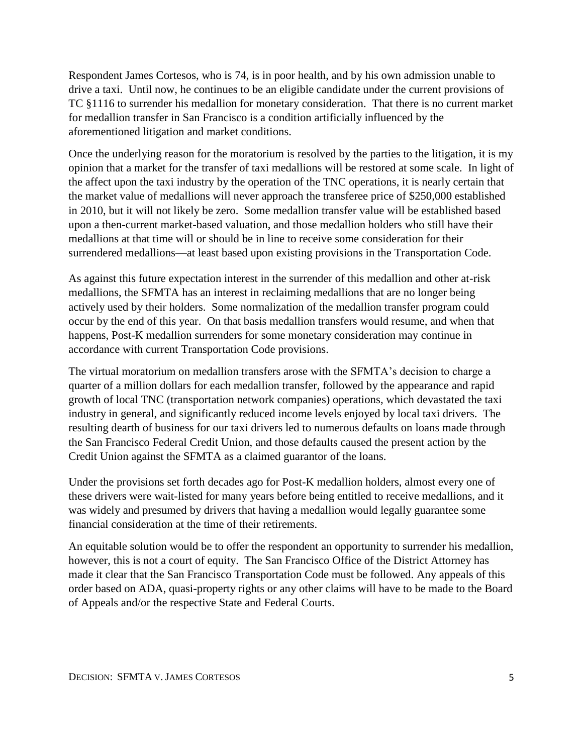Respondent James Cortesos, who is 74, is in poor health, and by his own admission unable to drive a taxi. Until now, he continues to be an eligible candidate under the current provisions of TC §1116 to surrender his medallion for monetary consideration. That there is no current market for medallion transfer in San Francisco is a condition artificially influenced by the aforementioned litigation and market conditions.

Once the underlying reason for the moratorium is resolved by the parties to the litigation, it is my opinion that a market for the transfer of taxi medallions will be restored at some scale. In light of the affect upon the taxi industry by the operation of the TNC operations, it is nearly certain that the market value of medallions will never approach the transferee price of $250,000 established in 2010, but it will not likely be zero. Some medallion transfer value will be established based upon a then-current market-based valuation, and those medallion holders who still have their medallions at that time will or should be in line to receive some consideration for their surrendered medallions—at least based upon existing provisions in the Transportation Code.

As against this future expectation interest in the surrender of this medallion and other at-risk medallions, the SFMTA has an interest in reclaiming medallions that are no longer being actively used by their holders. Some normalization of the medallion transfer program could occur by the end of this year. On that basis medallion transfers would resume, and when that happens, Post-K medallion surrenders for some monetary consideration may continue in accordance with current Transportation Code provisions.

The virtual moratorium on medallion transfers arose with the SFMTA's decision to charge a quarter of a million dollars for each medallion transfer, followed by the appearance and rapid growth of local TNC (transportation network companies) operations, which devastated the taxi industry in general, and significantly reduced income levels enjoyed by local taxi drivers. The resulting dearth of business for our taxi drivers led to numerous defaults on loans made through the San Francisco Federal Credit Union, and those defaults caused the present action by the Credit Union against the SFMTA as a claimed guarantor of the loans.

Under the provisions set forth decades ago for Post-K medallion holders, almost every one of these drivers were wait-listed for many years before being entitled to receive medallions, and it was widely and presumed by drivers that having a medallion would legally guarantee some financial consideration at the time of their retirements.

An equitable solution would be to offer the respondent an opportunity to surrender his medallion, however, this is not a court of equity. The San Francisco Office of the District Attorney has made it clear that the San Francisco Transportation Code must be followed. Any appeals of this order based on ADA, quasi-property rights or any other claims will have to be made to the Board of Appeals and/or the respective State and Federal Courts.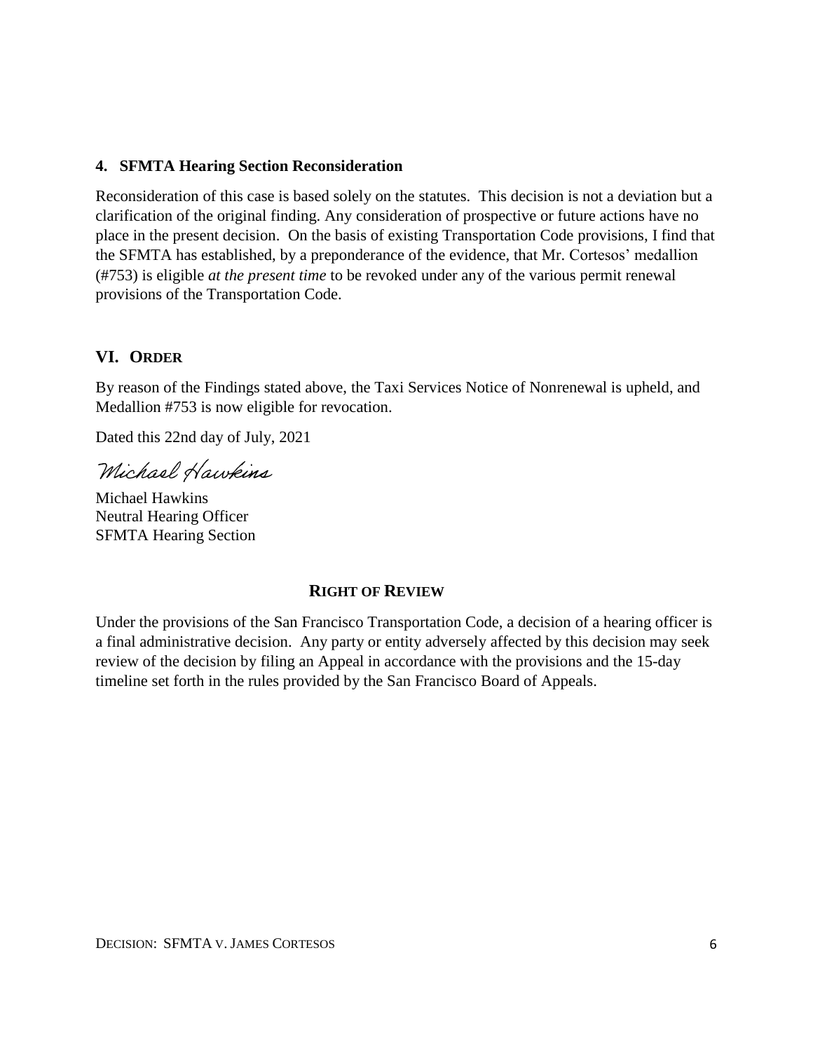#### 4. SFMTA Hearing Section Reconsideration

Reconsideration of this case is based solely on the statutes. This decision is not a deviation but a clarification of the original finding. Any consideration of prospective or future actions have no place in the present decision. On the basis of existing Transportation Code provisions, I find that the SFMTA has established, by a preponderance of the evidence, that Mr. Cortesos' medallion (#753) is eligible *at the present time* to be revoked under any of the various permit renewal provisions of the Transportation Code.

## VI. ORDER

By reason of the Findings stated above, the Taxi Services Notice of Nonrenewal is upheld, and Medallion #753 is now eligible for revocation.

Dated this 22nd day of July, 2021

*Michael Hawkins*

Michael Hawkins
Neutral Hearing Officer
SFMTA Hearing Section

### RIGHT OF REVIEW

Under the provisions of the San Francisco Transportation Code, a decision of a hearing officer is a final administrative decision. Any party or entity adversely affected by this decision may seek review of the decision by filing an Appeal in accordance with the provisions and the 15-day timeline set forth in the rules provided by the San Francisco Board of Appeals.